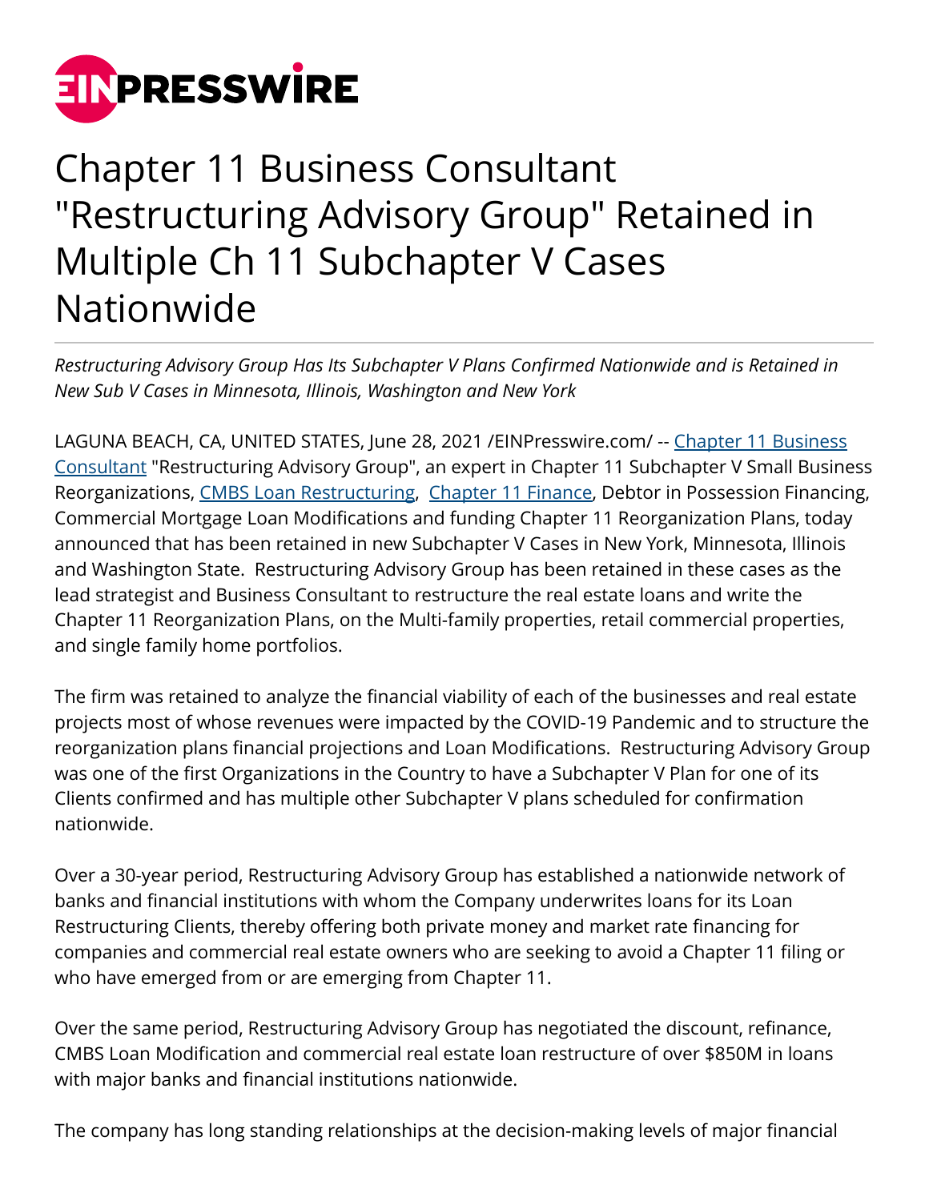# Chapter 11 Business Consultant "Restructuring Advisory Group" Retained in Multiple Ch 11 Subchapter V Cases Nationwide

*Restructuring Advisory Group Has Its Subchapter V Plans Confirmed Nationwide and is Retained in New Sub V Cases in Minnesota, Illinois, Washington and New York*

LAGUNA BEACH, CA, UNITED STATES, June 28, 2021 /EINPresswire.com/ -- Chapter 11 Business Consultant "Restructuring Advisory Group", an expert in Chapter 11 Subchapter V Small Business Reorganizations, CMBS Loan Restructuring, Chapter 11 Finance, Debtor in Possession Financing, Commercial Mortgage Loan Modifications and funding Chapter 11 Reorganization Plans, today announced that has been retained in new Subchapter V Cases in New York, Minnesota, Illinois and Washington State. Restructuring Advisory Group has been retained in these cases as the lead strategist and Business Consultant to restructure the real estate loans and write the Chapter 11 Reorganization Plans, on the Multi-family properties, retail commercial properties, and single family home portfolios.

The firm was retained to analyze the financial viability of each of the businesses and real estate projects most of whose revenues were impacted by the COVID-19 Pandemic and to structure the reorganization plans financial projections and Loan Modifications. Restructuring Advisory Group was one of the first Organizations in the Country to have a Subchapter V Plan for one of its Clients confirmed and has multiple other Subchapter V plans scheduled for confirmation nationwide.

Over a 30-year period, Restructuring Advisory Group has established a nationwide network of banks and financial institutions with whom the Company underwrites loans for its Loan Restructuring Clients, thereby offering both private money and market rate financing for companies and commercial real estate owners who are seeking to avoid a Chapter 11 filing or who have emerged from or are emerging from Chapter 11.

Over the same period, Restructuring Advisory Group has negotiated the discount, refinance, CMBS Loan Modification and commercial real estate loan restructure of over $850M in loans with major banks and financial institutions nationwide.

The company has long standing relationships at the decision-making levels of major financial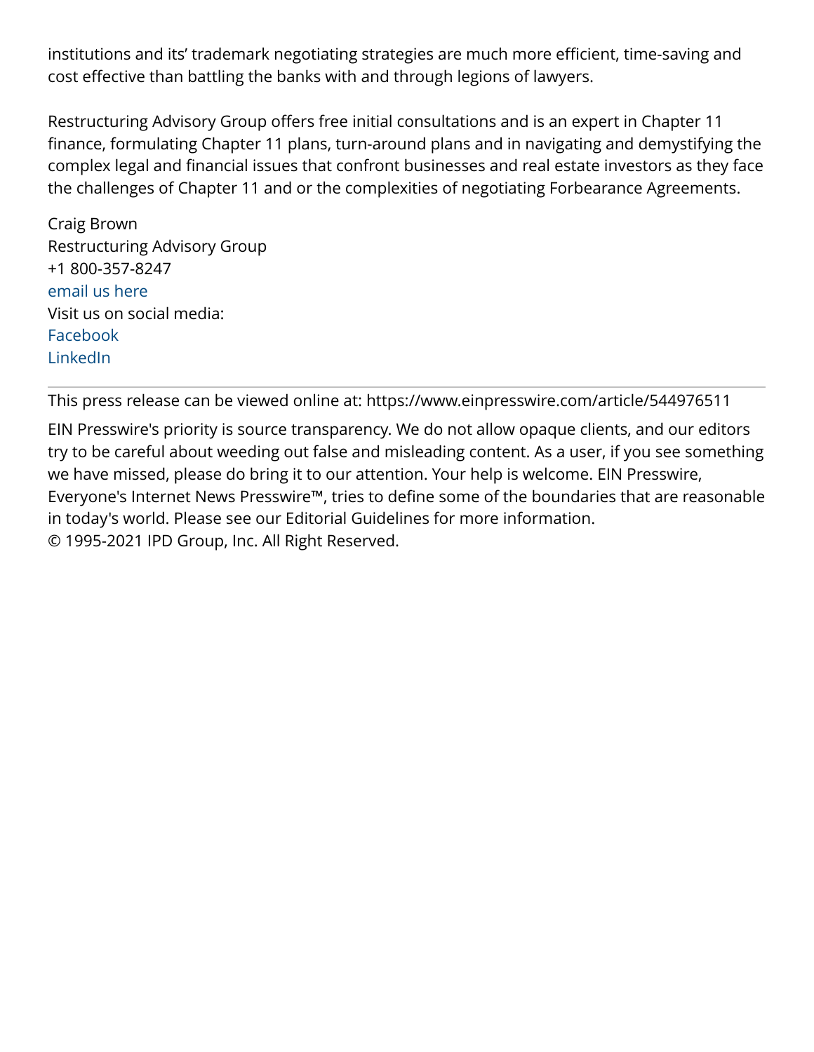institutions and its' trademark negotiating strategies are much more efficient, time-saving and cost effective than battling the banks with and through legions of lawyers.

Restructuring Advisory Group offers free initial consultations and is an expert in Chapter 11 finance, formulating Chapter 11 plans, turn-around plans and in navigating and demystifying the complex legal and financial issues that confront businesses and real estate investors as they face the challenges of Chapter 11 and or the complexities of negotiating Forbearance Agreements.

Craig Brown
Restructuring Advisory Group
+1 800-357-8247
email us here
Visit us on social media:
Facebook
LinkedIn

---

This press release can be viewed online at: https://www.einpresswire.com/article/544976511

EIN Presswire's priority is source transparency. We do not allow opaque clients, and our editors try to be careful about weeding out false and misleading content. As a user, if you see something we have missed, please do bring it to our attention. Your help is welcome. EIN Presswire, Everyone's Internet News Presswire™, tries to define some of the boundaries that are reasonable in today's world. Please see our Editorial Guidelines for more information.
© 1995-2021 IPD Group, Inc. All Right Reserved.